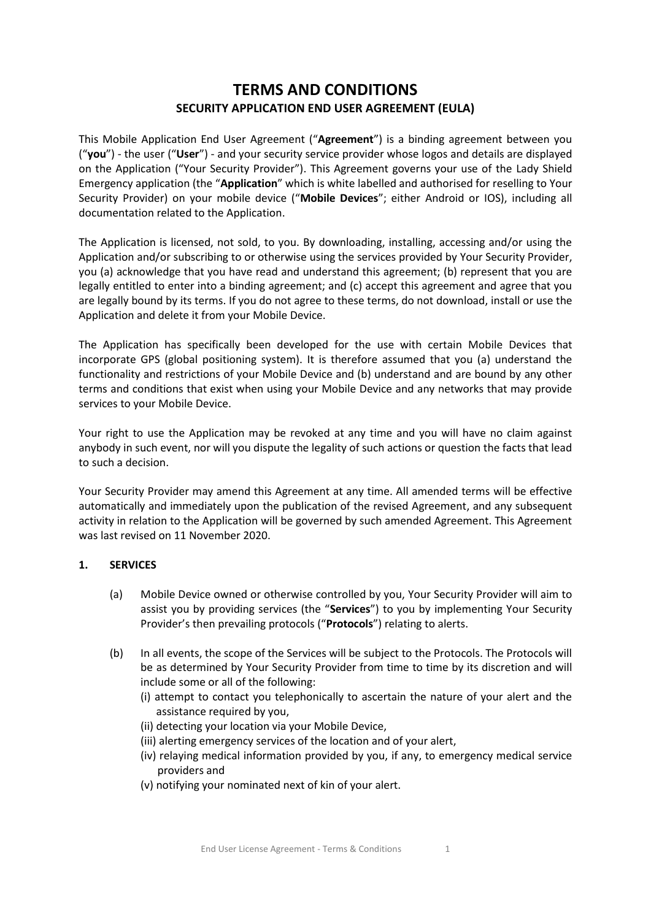# TERMS AND CONDITIONS

## SECURITY APPLICATION END USER AGREEMENT (EULA)

This Mobile Application End User Agreement ("**Agreement**") is a binding agreement between you ("**you**") - the user ("**User**") - and your security service provider whose logos and details are displayed on the Application ("Your Security Provider"). This Agreement governs your use of the Lady Shield Emergency application (the "**Application**" which is white labelled and authorised for reselling to Your Security Provider) on your mobile device ("**Mobile Devices**"; either Android or IOS), including all documentation related to the Application.

The Application is licensed, not sold, to you. By downloading, installing, accessing and/or using the Application and/or subscribing to or otherwise using the services provided by Your Security Provider, you (a) acknowledge that you have read and understand this agreement; (b) represent that you are legally entitled to enter into a binding agreement; and (c) accept this agreement and agree that you are legally bound by its terms. If you do not agree to these terms, do not download, install or use the Application and delete it from your Mobile Device.

The Application has specifically been developed for the use with certain Mobile Devices that incorporate GPS (global positioning system). It is therefore assumed that you (a) understand the functionality and restrictions of your Mobile Device and (b) understand and are bound by any other terms and conditions that exist when using your Mobile Device and any networks that may provide services to your Mobile Device.

Your right to use the Application may be revoked at any time and you will have no claim against anybody in such event, nor will you dispute the legality of such actions or question the facts that lead to such a decision.

Your Security Provider may amend this Agreement at any time. All amended terms will be effective automatically and immediately upon the publication of the revised Agreement, and any subsequent activity in relation to the Application will be governed by such amended Agreement. This Agreement was last revised on 11 November 2020.

### 1. SERVICES

(a) Mobile Device owned or otherwise controlled by you, Your Security Provider will aim to assist you by providing services (the "**Services**") to you by implementing Your Security Provider's then prevailing protocols ("**Protocols**") relating to alerts.

(b) In all events, the scope of the Services will be subject to the Protocols. The Protocols will be as determined by Your Security Provider from time to time by its discretion and will include some or all of the following:

(i) attempt to contact you telephonically to ascertain the nature of your alert and the assistance required by you,

(ii) detecting your location via your Mobile Device,

(iii) alerting emergency services of the location and of your alert,

(iv) relaying medical information provided by you, if any, to emergency medical service providers and

(v) notifying your nominated next of kin of your alert.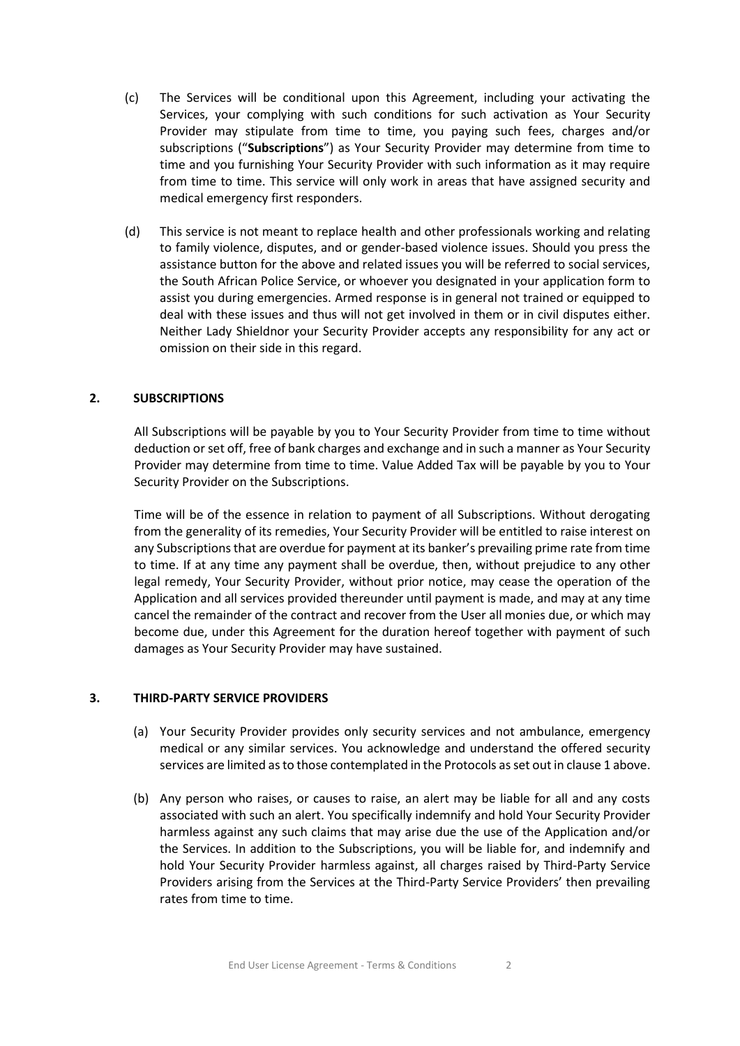(c) The Services will be conditional upon this Agreement, including your activating the Services, your complying with such conditions for such activation as Your Security Provider may stipulate from time to time, you paying such fees, charges and/or subscriptions ("**Subscriptions**") as Your Security Provider may determine from time to time and you furnishing Your Security Provider with such information as it may require from time to time. This service will only work in areas that have assigned security and medical emergency first responders.

(d) This service is not meant to replace health and other professionals working and relating to family violence, disputes, and or gender-based violence issues. Should you press the assistance button for the above and related issues you will be referred to social services, the South African Police Service, or whoever you designated in your application form to assist you during emergencies. Armed response is in general not trained or equipped to deal with these issues and thus will not get involved in them or in civil disputes either. Neither Lady Shieldnor your Security Provider accepts any responsibility for any act or omission on their side in this regard.

## 2. SUBSCRIPTIONS

All Subscriptions will be payable by you to Your Security Provider from time to time without deduction or set off, free of bank charges and exchange and in such a manner as Your Security Provider may determine from time to time. Value Added Tax will be payable by you to Your Security Provider on the Subscriptions.

Time will be of the essence in relation to payment of all Subscriptions. Without derogating from the generality of its remedies, Your Security Provider will be entitled to raise interest on any Subscriptions that are overdue for payment at its banker's prevailing prime rate from time to time. If at any time any payment shall be overdue, then, without prejudice to any other legal remedy, Your Security Provider, without prior notice, may cease the operation of the Application and all services provided thereunder until payment is made, and may at any time cancel the remainder of the contract and recover from the User all monies due, or which may become due, under this Agreement for the duration hereof together with payment of such damages as Your Security Provider may have sustained.

## 3. THIRD-PARTY SERVICE PROVIDERS

(a) Your Security Provider provides only security services and not ambulance, emergency medical or any similar services. You acknowledge and understand the offered security services are limited as to those contemplated in the Protocols as set out in clause 1 above.

(b) Any person who raises, or causes to raise, an alert may be liable for all and any costs associated with such an alert. You specifically indemnify and hold Your Security Provider harmless against any such claims that may arise due the use of the Application and/or the Services. In addition to the Subscriptions, you will be liable for, and indemnify and hold Your Security Provider harmless against, all charges raised by Third-Party Service Providers arising from the Services at the Third-Party Service Providers' then prevailing rates from time to time.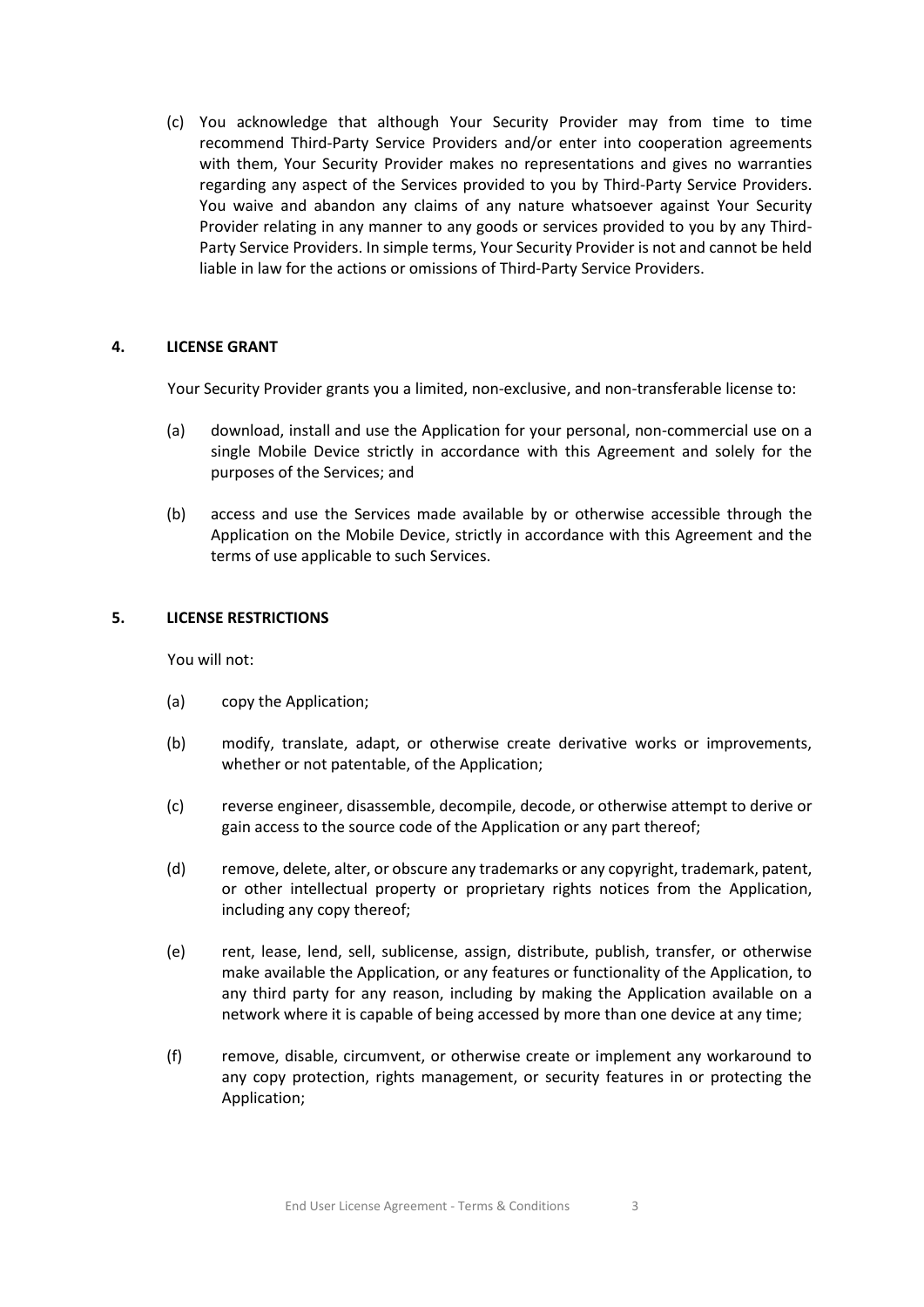(c) You acknowledge that although Your Security Provider may from time to time recommend Third-Party Service Providers and/or enter into cooperation agreements with them, Your Security Provider makes no representations and gives no warranties regarding any aspect of the Services provided to you by Third-Party Service Providers. You waive and abandon any claims of any nature whatsoever against Your Security Provider relating in any manner to any goods or services provided to you by any Third-Party Service Providers. In simple terms, Your Security Provider is not and cannot be held liable in law for the actions or omissions of Third-Party Service Providers.

## 4. LICENSE GRANT

Your Security Provider grants you a limited, non-exclusive, and non-transferable license to:

(a) download, install and use the Application for your personal, non-commercial use on a single Mobile Device strictly in accordance with this Agreement and solely for the purposes of the Services; and

(b) access and use the Services made available by or otherwise accessible through the Application on the Mobile Device, strictly in accordance with this Agreement and the terms of use applicable to such Services.

## 5. LICENSE RESTRICTIONS

You will not:

(a) copy the Application;

(b) modify, translate, adapt, or otherwise create derivative works or improvements, whether or not patentable, of the Application;

(c) reverse engineer, disassemble, decompile, decode, or otherwise attempt to derive or gain access to the source code of the Application or any part thereof;

(d) remove, delete, alter, or obscure any trademarks or any copyright, trademark, patent, or other intellectual property or proprietary rights notices from the Application, including any copy thereof;

(e) rent, lease, lend, sell, sublicense, assign, distribute, publish, transfer, or otherwise make available the Application, or any features or functionality of the Application, to any third party for any reason, including by making the Application available on a network where it is capable of being accessed by more than one device at any time;

(f) remove, disable, circumvent, or otherwise create or implement any workaround to any copy protection, rights management, or security features in or protecting the Application;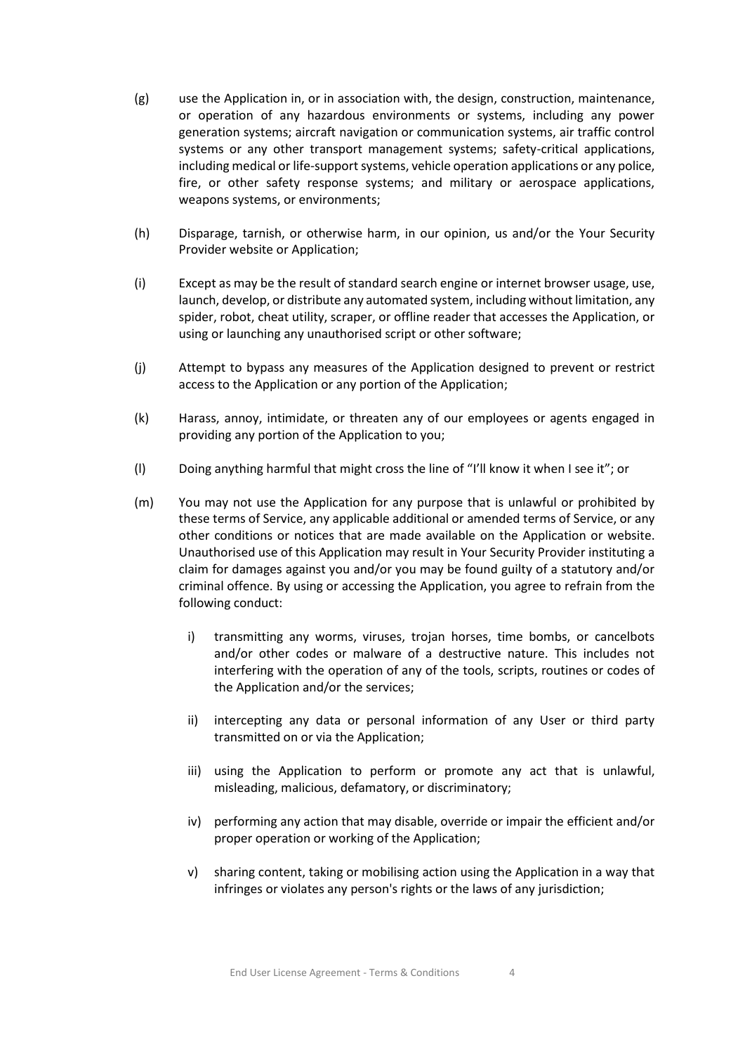(g) use the Application in, or in association with, the design, construction, maintenance, or operation of any hazardous environments or systems, including any power generation systems; aircraft navigation or communication systems, air traffic control systems or any other transport management systems; safety-critical applications, including medical or life-support systems, vehicle operation applications or any police, fire, or other safety response systems; and military or aerospace applications, weapons systems, or environments;

(h) Disparage, tarnish, or otherwise harm, in our opinion, us and/or the Your Security Provider website or Application;

(i) Except as may be the result of standard search engine or internet browser usage, use, launch, develop, or distribute any automated system, including without limitation, any spider, robot, cheat utility, scraper, or offline reader that accesses the Application, or using or launching any unauthorised script or other software;

(j) Attempt to bypass any measures of the Application designed to prevent or restrict access to the Application or any portion of the Application;

(k) Harass, annoy, intimidate, or threaten any of our employees or agents engaged in providing any portion of the Application to you;

(l) Doing anything harmful that might cross the line of "I'll know it when I see it"; or

(m) You may not use the Application for any purpose that is unlawful or prohibited by these terms of Service, any applicable additional or amended terms of Service, or any other conditions or notices that are made available on the Application or website. Unauthorised use of this Application may result in Your Security Provider instituting a claim for damages against you and/or you may be found guilty of a statutory and/or criminal offence. By using or accessing the Application, you agree to refrain from the following conduct:

   i) transmitting any worms, viruses, trojan horses, time bombs, or cancelbots and/or other codes or malware of a destructive nature. This includes not interfering with the operation of any of the tools, scripts, routines or codes of the Application and/or the services;

   ii) intercepting any data or personal information of any User or third party transmitted on or via the Application;

   iii) using the Application to perform or promote any act that is unlawful, misleading, malicious, defamatory, or discriminatory;

   iv) performing any action that may disable, override or impair the efficient and/or proper operation or working of the Application;

   v) sharing content, taking or mobilising action using the Application in a way that infringes or violates any person's rights or the laws of any jurisdiction;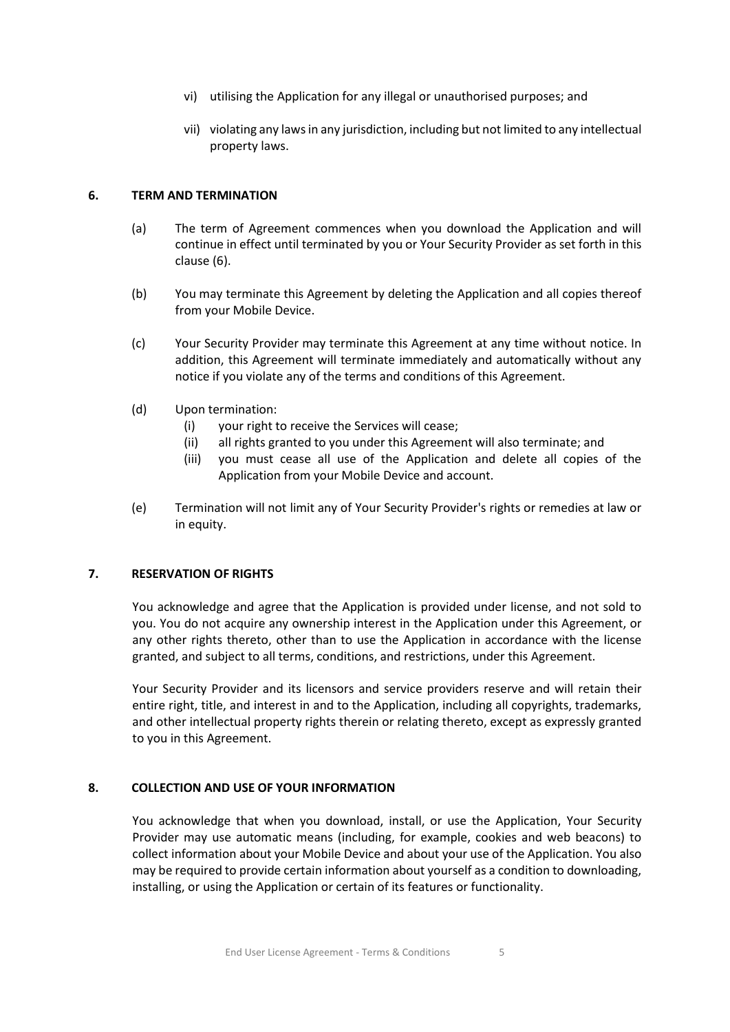vi) utilising the Application for any illegal or unauthorised purposes; and

vii) violating any laws in any jurisdiction, including but not limited to any intellectual property laws.

## 6. TERM AND TERMINATION

(a) The term of Agreement commences when you download the Application and will continue in effect until terminated by you or Your Security Provider as set forth in this clause (6).

(b) You may terminate this Agreement by deleting the Application and all copies thereof from your Mobile Device.

(c) Your Security Provider may terminate this Agreement at any time without notice. In addition, this Agreement will terminate immediately and automatically without any notice if you violate any of the terms and conditions of this Agreement.

(d) Upon termination:

(i) your right to receive the Services will cease;

(ii) all rights granted to you under this Agreement will also terminate; and

(iii) you must cease all use of the Application and delete all copies of the Application from your Mobile Device and account.

(e) Termination will not limit any of Your Security Provider's rights or remedies at law or in equity.

## 7. RESERVATION OF RIGHTS

You acknowledge and agree that the Application is provided under license, and not sold to you. You do not acquire any ownership interest in the Application under this Agreement, or any other rights thereto, other than to use the Application in accordance with the license granted, and subject to all terms, conditions, and restrictions, under this Agreement.

Your Security Provider and its licensors and service providers reserve and will retain their entire right, title, and interest in and to the Application, including all copyrights, trademarks, and other intellectual property rights therein or relating thereto, except as expressly granted to you in this Agreement.

## 8. COLLECTION AND USE OF YOUR INFORMATION

You acknowledge that when you download, install, or use the Application, Your Security Provider may use automatic means (including, for example, cookies and web beacons) to collect information about your Mobile Device and about your use of the Application. You also may be required to provide certain information about yourself as a condition to downloading, installing, or using the Application or certain of its features or functionality.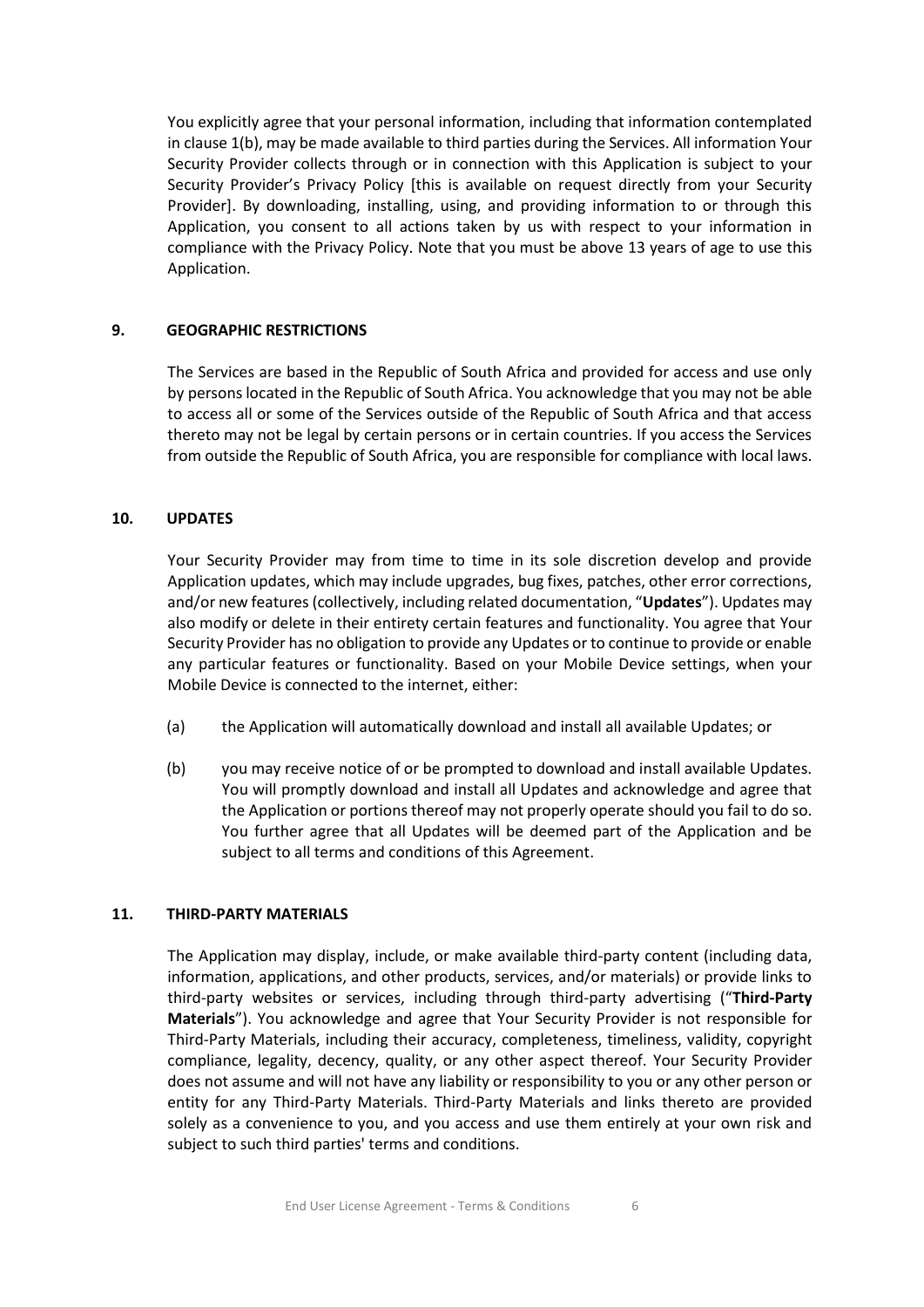You explicitly agree that your personal information, including that information contemplated in clause 1(b), may be made available to third parties during the Services. All information Your Security Provider collects through or in connection with this Application is subject to your Security Provider's Privacy Policy [this is available on request directly from your Security Provider]. By downloading, installing, using, and providing information to or through this Application, you consent to all actions taken by us with respect to your information in compliance with the Privacy Policy. Note that you must be above 13 years of age to use this Application.

## 9. GEOGRAPHIC RESTRICTIONS

The Services are based in the Republic of South Africa and provided for access and use only by persons located in the Republic of South Africa. You acknowledge that you may not be able to access all or some of the Services outside of the Republic of South Africa and that access thereto may not be legal by certain persons or in certain countries. If you access the Services from outside the Republic of South Africa, you are responsible for compliance with local laws.

## 10. UPDATES

Your Security Provider may from time to time in its sole discretion develop and provide Application updates, which may include upgrades, bug fixes, patches, other error corrections, and/or new features (collectively, including related documentation, "**Updates**"). Updates may also modify or delete in their entirety certain features and functionality. You agree that Your Security Provider has no obligation to provide any Updates or to continue to provide or enable any particular features or functionality. Based on your Mobile Device settings, when your Mobile Device is connected to the internet, either:

(a) the Application will automatically download and install all available Updates; or

(b) you may receive notice of or be prompted to download and install available Updates. You will promptly download and install all Updates and acknowledge and agree that the Application or portions thereof may not properly operate should you fail to do so. You further agree that all Updates will be deemed part of the Application and be subject to all terms and conditions of this Agreement.

## 11. THIRD-PARTY MATERIALS

The Application may display, include, or make available third-party content (including data, information, applications, and other products, services, and/or materials) or provide links to third-party websites or services, including through third-party advertising ("**Third-Party Materials**"). You acknowledge and agree that Your Security Provider is not responsible for Third-Party Materials, including their accuracy, completeness, timeliness, validity, copyright compliance, legality, decency, quality, or any other aspect thereof. Your Security Provider does not assume and will not have any liability or responsibility to you or any other person or entity for any Third-Party Materials. Third-Party Materials and links thereto are provided solely as a convenience to you, and you access and use them entirely at your own risk and subject to such third parties' terms and conditions.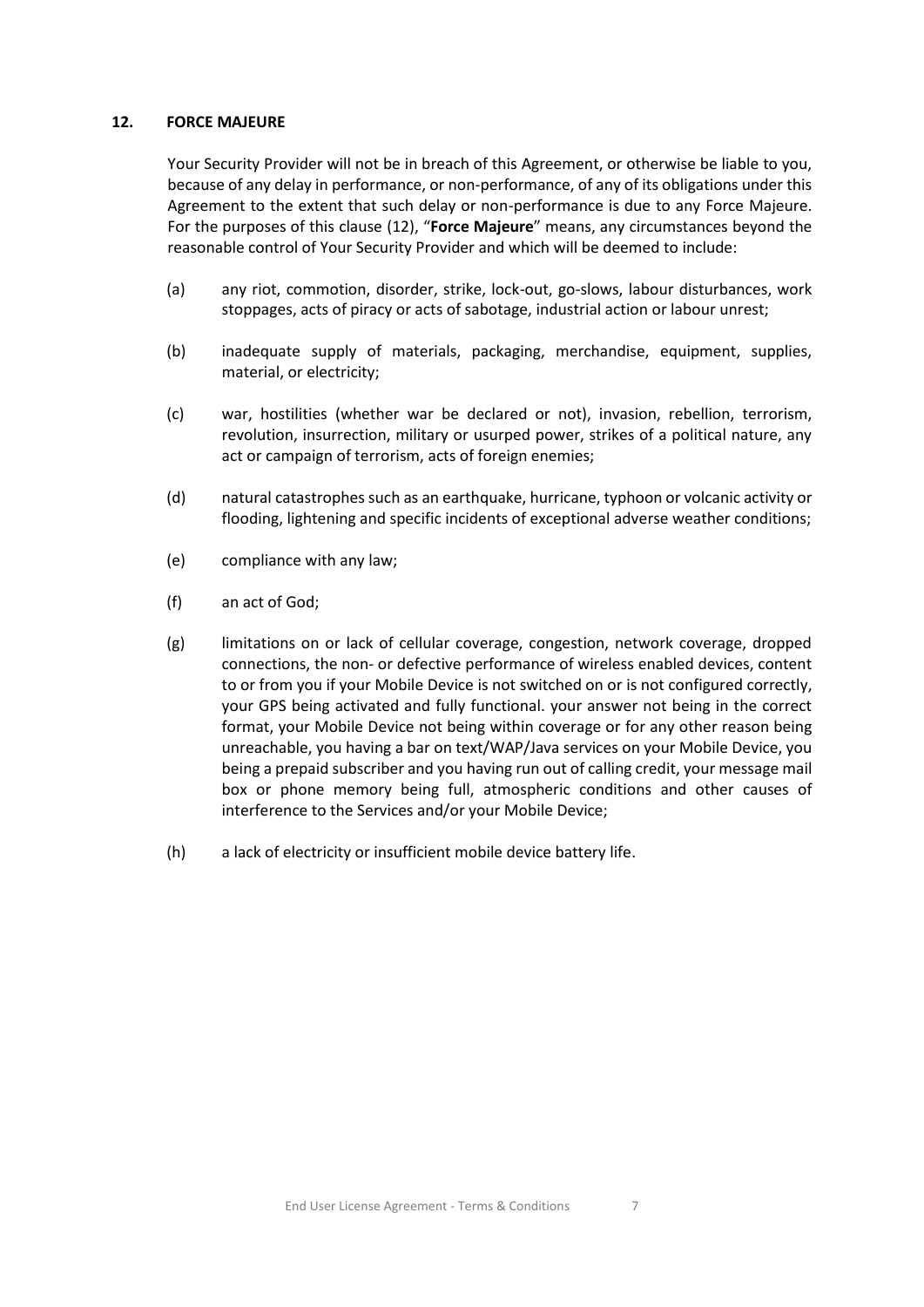## 12. FORCE MAJEURE

Your Security Provider will not be in breach of this Agreement, or otherwise be liable to you, because of any delay in performance, or non-performance, of any of its obligations under this Agreement to the extent that such delay or non-performance is due to any Force Majeure. For the purposes of this clause (12), "**Force Majeure**" means, any circumstances beyond the reasonable control of Your Security Provider and which will be deemed to include:

(a) any riot, commotion, disorder, strike, lock-out, go-slows, labour disturbances, work stoppages, acts of piracy or acts of sabotage, industrial action or labour unrest;

(b) inadequate supply of materials, packaging, merchandise, equipment, supplies, material, or electricity;

(c) war, hostilities (whether war be declared or not), invasion, rebellion, terrorism, revolution, insurrection, military or usurped power, strikes of a political nature, any act or campaign of terrorism, acts of foreign enemies;

(d) natural catastrophes such as an earthquake, hurricane, typhoon or volcanic activity or flooding, lightening and specific incidents of exceptional adverse weather conditions;

(e) compliance with any law;

(f) an act of God;

(g) limitations on or lack of cellular coverage, congestion, network coverage, dropped connections, the non- or defective performance of wireless enabled devices, content to or from you if your Mobile Device is not switched on or is not configured correctly, your GPS being activated and fully functional. your answer not being in the correct format, your Mobile Device not being within coverage or for any other reason being unreachable, you having a bar on text/WAP/Java services on your Mobile Device, you being a prepaid subscriber and you having run out of calling credit, your message mail box or phone memory being full, atmospheric conditions and other causes of interference to the Services and/or your Mobile Device;

(h) a lack of electricity or insufficient mobile device battery life.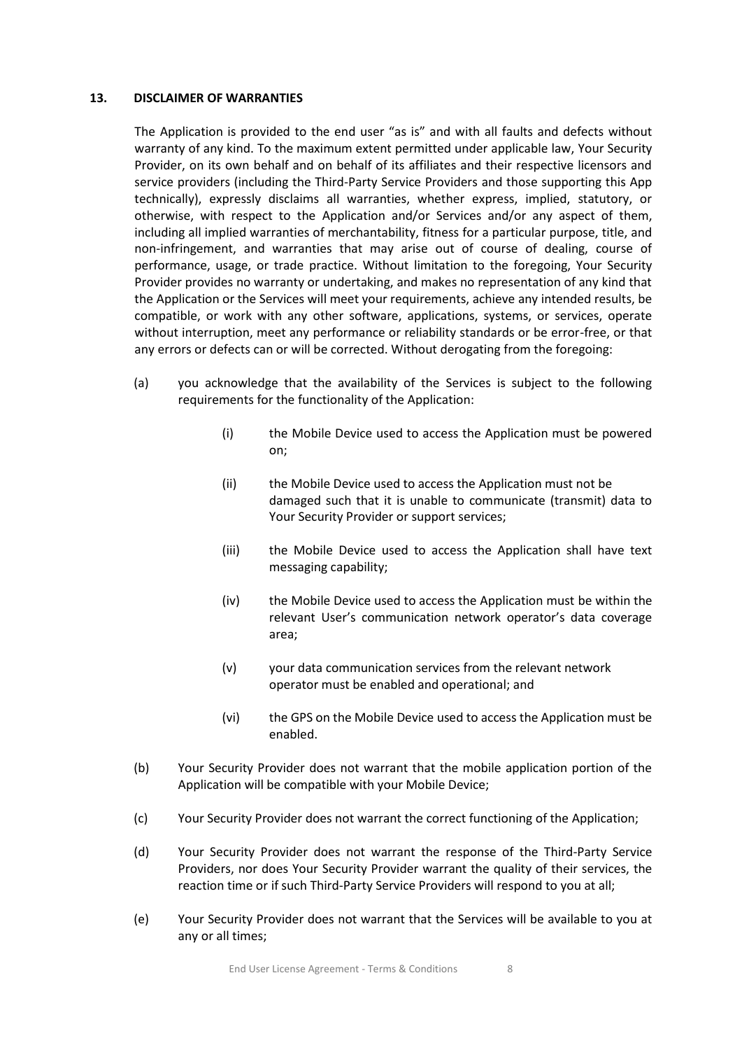## 13. DISCLAIMER OF WARRANTIES

The Application is provided to the end user "as is" and with all faults and defects without warranty of any kind. To the maximum extent permitted under applicable law, Your Security Provider, on its own behalf and on behalf of its affiliates and their respective licensors and service providers (including the Third-Party Service Providers and those supporting this App technically), expressly disclaims all warranties, whether express, implied, statutory, or otherwise, with respect to the Application and/or Services and/or any aspect of them, including all implied warranties of merchantability, fitness for a particular purpose, title, and non-infringement, and warranties that may arise out of course of dealing, course of performance, usage, or trade practice. Without limitation to the foregoing, Your Security Provider provides no warranty or undertaking, and makes no representation of any kind that the Application or the Services will meet your requirements, achieve any intended results, be compatible, or work with any other software, applications, systems, or services, operate without interruption, meet any performance or reliability standards or be error-free, or that any errors or defects can or will be corrected. Without derogating from the foregoing:

(a) you acknowledge that the availability of the Services is subject to the following requirements for the functionality of the Application:

  (i) the Mobile Device used to access the Application must be powered on;

  (ii) the Mobile Device used to access the Application must not be damaged such that it is unable to communicate (transmit) data to Your Security Provider or support services;

  (iii) the Mobile Device used to access the Application shall have text messaging capability;

  (iv) the Mobile Device used to access the Application must be within the relevant User's communication network operator's data coverage area;

  (v) your data communication services from the relevant network operator must be enabled and operational; and

  (vi) the GPS on the Mobile Device used to access the Application must be enabled.

(b) Your Security Provider does not warrant that the mobile application portion of the Application will be compatible with your Mobile Device;

(c) Your Security Provider does not warrant the correct functioning of the Application;

(d) Your Security Provider does not warrant the response of the Third-Party Service Providers, nor does Your Security Provider warrant the quality of their services, the reaction time or if such Third-Party Service Providers will respond to you at all;

(e) Your Security Provider does not warrant that the Services will be available to you at any or all times;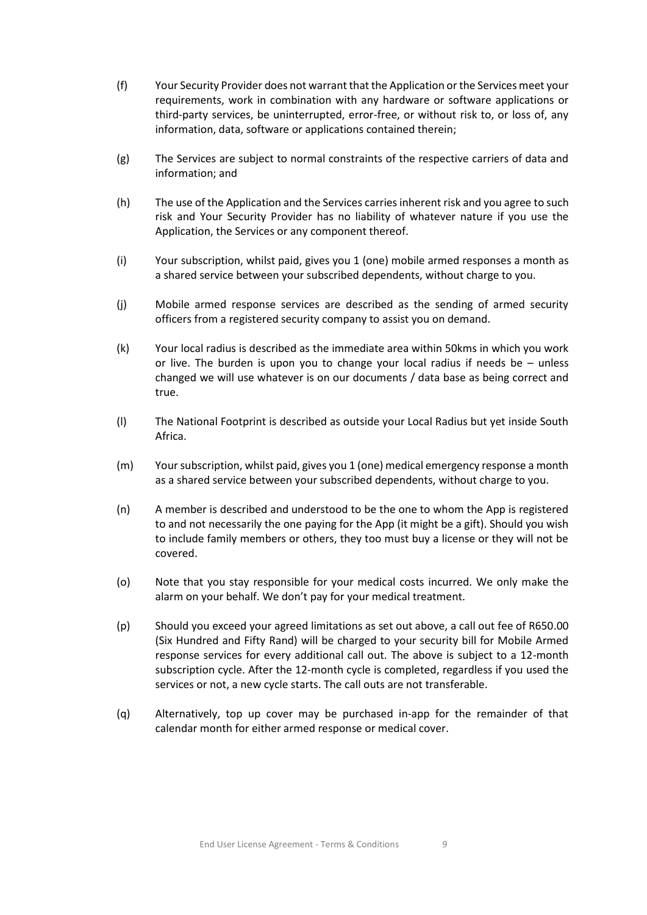(f) Your Security Provider does not warrant that the Application or the Services meet your requirements, work in combination with any hardware or software applications or third-party services, be uninterrupted, error-free, or without risk to, or loss of, any information, data, software or applications contained therein;

(g) The Services are subject to normal constraints of the respective carriers of data and information; and

(h) The use of the Application and the Services carries inherent risk and you agree to such risk and Your Security Provider has no liability of whatever nature if you use the Application, the Services or any component thereof.

(i) Your subscription, whilst paid, gives you 1 (one) mobile armed responses a month as a shared service between your subscribed dependents, without charge to you.

(j) Mobile armed response services are described as the sending of armed security officers from a registered security company to assist you on demand.

(k) Your local radius is described as the immediate area within 50kms in which you work or live. The burden is upon you to change your local radius if needs be – unless changed we will use whatever is on our documents / data base as being correct and true.

(l) The National Footprint is described as outside your Local Radius but yet inside South Africa.

(m) Your subscription, whilst paid, gives you 1 (one) medical emergency response a month as a shared service between your subscribed dependents, without charge to you.

(n) A member is described and understood to be the one to whom the App is registered to and not necessarily the one paying for the App (it might be a gift). Should you wish to include family members or others, they too must buy a license or they will not be covered.

(o) Note that you stay responsible for your medical costs incurred. We only make the alarm on your behalf. We don't pay for your medical treatment.

(p) Should you exceed your agreed limitations as set out above, a call out fee of R650.00 (Six Hundred and Fifty Rand) will be charged to your security bill for Mobile Armed response services for every additional call out. The above is subject to a 12-month subscription cycle. After the 12-month cycle is completed, regardless if you used the services or not, a new cycle starts. The call outs are not transferable.

(q) Alternatively, top up cover may be purchased in-app for the remainder of that calendar month for either armed response or medical cover.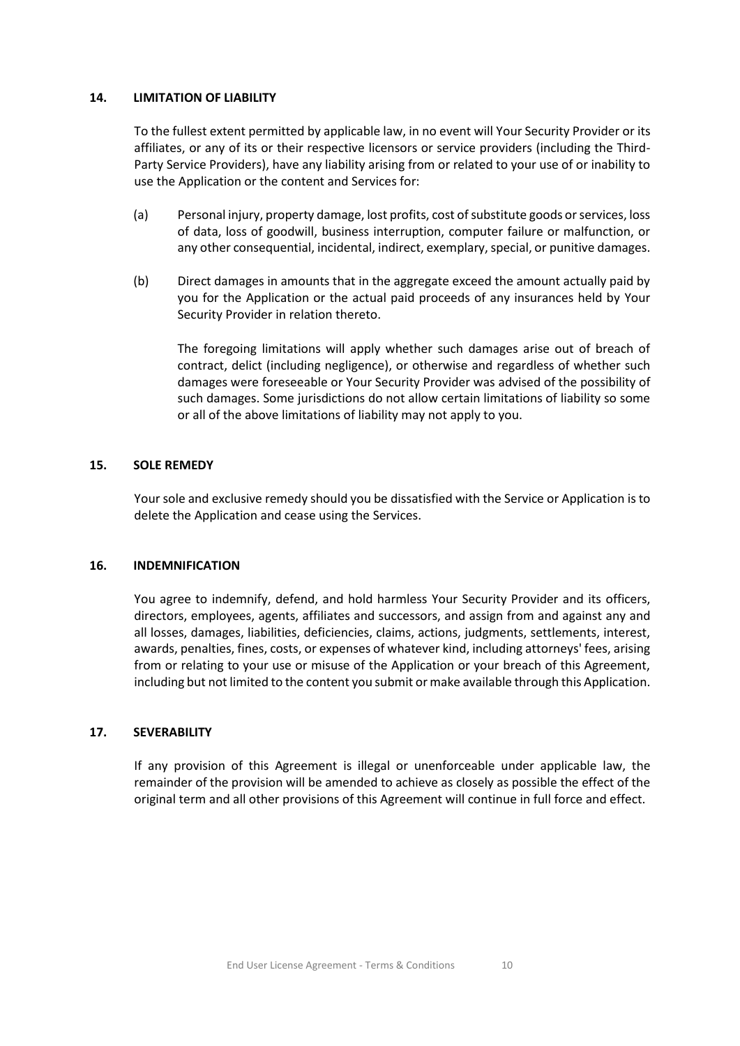## 14. LIMITATION OF LIABILITY

To the fullest extent permitted by applicable law, in no event will Your Security Provider or its affiliates, or any of its or their respective licensors or service providers (including the Third-Party Service Providers), have any liability arising from or related to your use of or inability to use the Application or the content and Services for:

(a) Personal injury, property damage, lost profits, cost of substitute goods or services, loss of data, loss of goodwill, business interruption, computer failure or malfunction, or any other consequential, incidental, indirect, exemplary, special, or punitive damages.

(b) Direct damages in amounts that in the aggregate exceed the amount actually paid by you for the Application or the actual paid proceeds of any insurances held by Your Security Provider in relation thereto.

The foregoing limitations will apply whether such damages arise out of breach of contract, delict (including negligence), or otherwise and regardless of whether such damages were foreseeable or Your Security Provider was advised of the possibility of such damages. Some jurisdictions do not allow certain limitations of liability so some or all of the above limitations of liability may not apply to you.

## 15. SOLE REMEDY

Your sole and exclusive remedy should you be dissatisfied with the Service or Application is to delete the Application and cease using the Services.

## 16. INDEMNIFICATION

You agree to indemnify, defend, and hold harmless Your Security Provider and its officers, directors, employees, agents, affiliates and successors, and assign from and against any and all losses, damages, liabilities, deficiencies, claims, actions, judgments, settlements, interest, awards, penalties, fines, costs, or expenses of whatever kind, including attorneys' fees, arising from or relating to your use or misuse of the Application or your breach of this Agreement, including but not limited to the content you submit or make available through this Application.

## 17. SEVERABILITY

If any provision of this Agreement is illegal or unenforceable under applicable law, the remainder of the provision will be amended to achieve as closely as possible the effect of the original term and all other provisions of this Agreement will continue in full force and effect.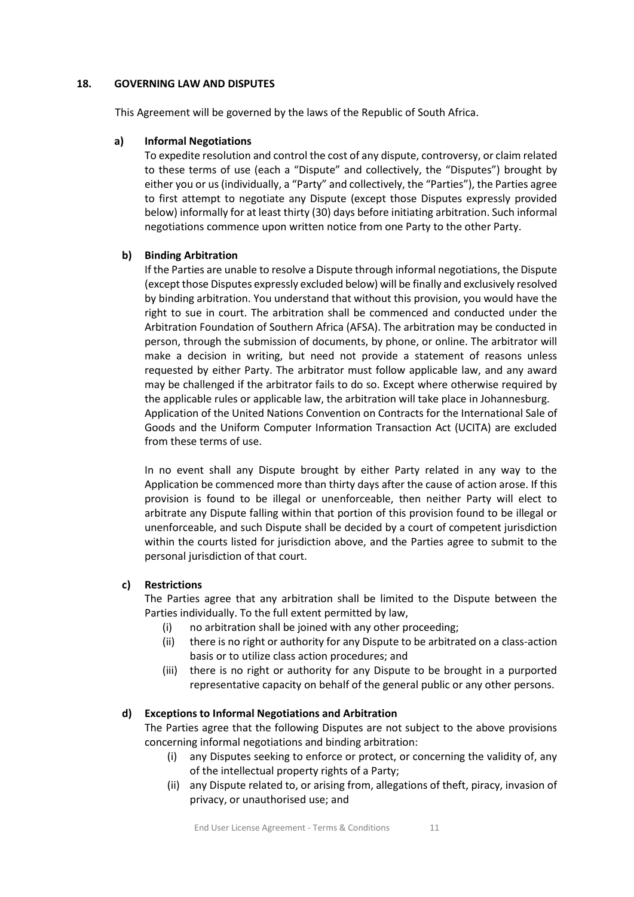## 18. GOVERNING LAW AND DISPUTES

This Agreement will be governed by the laws of the Republic of South Africa.

### a) Informal Negotiations

To expedite resolution and control the cost of any dispute, controversy, or claim related to these terms of use (each a "Dispute" and collectively, the "Disputes") brought by either you or us (individually, a "Party" and collectively, the "Parties"), the Parties agree to first attempt to negotiate any Dispute (except those Disputes expressly provided below) informally for at least thirty (30) days before initiating arbitration. Such informal negotiations commence upon written notice from one Party to the other Party.

### b) Binding Arbitration

If the Parties are unable to resolve a Dispute through informal negotiations, the Dispute (except those Disputes expressly excluded below) will be finally and exclusively resolved by binding arbitration. You understand that without this provision, you would have the right to sue in court. The arbitration shall be commenced and conducted under the Arbitration Foundation of Southern Africa (AFSA). The arbitration may be conducted in person, through the submission of documents, by phone, or online. The arbitrator will make a decision in writing, but need not provide a statement of reasons unless requested by either Party. The arbitrator must follow applicable law, and any award may be challenged if the arbitrator fails to do so. Except where otherwise required by the applicable rules or applicable law, the arbitration will take place in Johannesburg. Application of the United Nations Convention on Contracts for the International Sale of Goods and the Uniform Computer Information Transaction Act (UCITA) are excluded from these terms of use.

In no event shall any Dispute brought by either Party related in any way to the Application be commenced more than thirty days after the cause of action arose. If this provision is found to be illegal or unenforceable, then neither Party will elect to arbitrate any Dispute falling within that portion of this provision found to be illegal or unenforceable, and such Dispute shall be decided by a court of competent jurisdiction within the courts listed for jurisdiction above, and the Parties agree to submit to the personal jurisdiction of that court.

### c) Restrictions

The Parties agree that any arbitration shall be limited to the Dispute between the Parties individually. To the full extent permitted by law,

(i) no arbitration shall be joined with any other proceeding;

(ii) there is no right or authority for any Dispute to be arbitrated on a class-action basis or to utilize class action procedures; and

(iii) there is no right or authority for any Dispute to be brought in a purported representative capacity on behalf of the general public or any other persons.

### d) Exceptions to Informal Negotiations and Arbitration

The Parties agree that the following Disputes are not subject to the above provisions concerning informal negotiations and binding arbitration:

(i) any Disputes seeking to enforce or protect, or concerning the validity of, any of the intellectual property rights of a Party;

(ii) any Dispute related to, or arising from, allegations of theft, piracy, invasion of privacy, or unauthorised use; and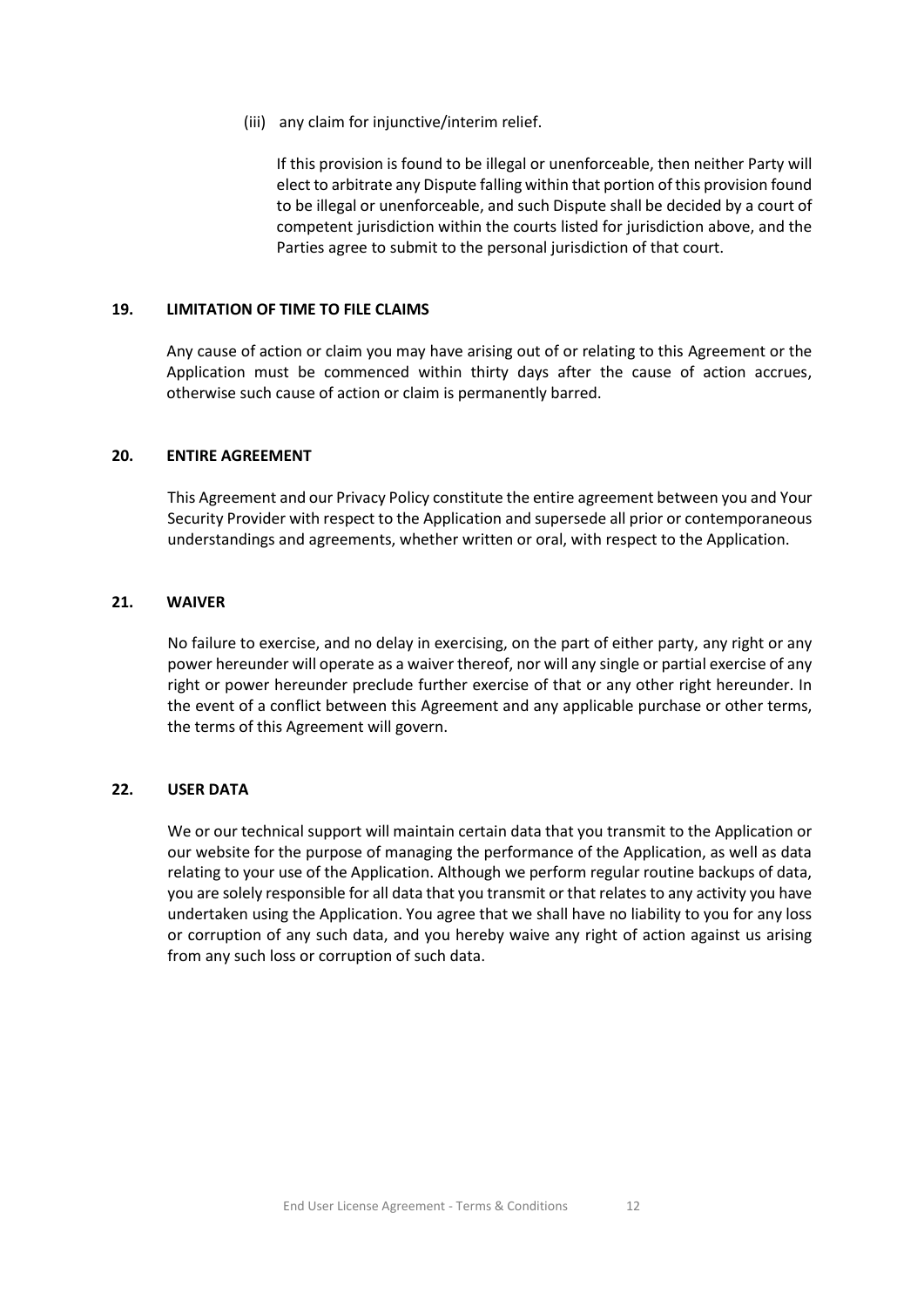(iii) any claim for injunctive/interim relief.

If this provision is found to be illegal or unenforceable, then neither Party will elect to arbitrate any Dispute falling within that portion of this provision found to be illegal or unenforceable, and such Dispute shall be decided by a court of competent jurisdiction within the courts listed for jurisdiction above, and the Parties agree to submit to the personal jurisdiction of that court.

## 19. LIMITATION OF TIME TO FILE CLAIMS

Any cause of action or claim you may have arising out of or relating to this Agreement or the Application must be commenced within thirty days after the cause of action accrues, otherwise such cause of action or claim is permanently barred.

## 20. ENTIRE AGREEMENT

This Agreement and our Privacy Policy constitute the entire agreement between you and Your Security Provider with respect to the Application and supersede all prior or contemporaneous understandings and agreements, whether written or oral, with respect to the Application.

## 21. WAIVER

No failure to exercise, and no delay in exercising, on the part of either party, any right or any power hereunder will operate as a waiver thereof, nor will any single or partial exercise of any right or power hereunder preclude further exercise of that or any other right hereunder. In the event of a conflict between this Agreement and any applicable purchase or other terms, the terms of this Agreement will govern.

## 22. USER DATA

We or our technical support will maintain certain data that you transmit to the Application or our website for the purpose of managing the performance of the Application, as well as data relating to your use of the Application. Although we perform regular routine backups of data, you are solely responsible for all data that you transmit or that relates to any activity you have undertaken using the Application. You agree that we shall have no liability to you for any loss or corruption of any such data, and you hereby waive any right of action against us arising from any such loss or corruption of such data.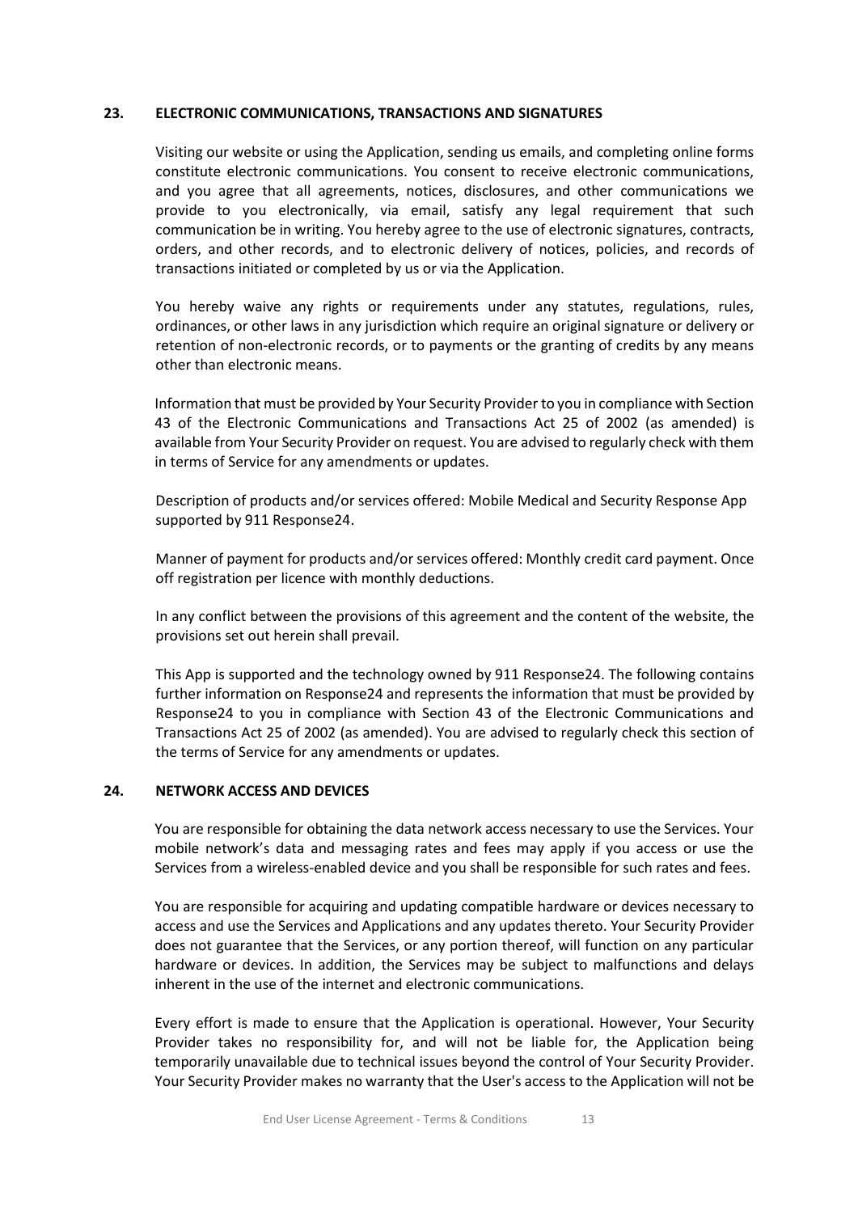## 23. ELECTRONIC COMMUNICATIONS, TRANSACTIONS AND SIGNATURES

Visiting our website or using the Application, sending us emails, and completing online forms constitute electronic communications. You consent to receive electronic communications, and you agree that all agreements, notices, disclosures, and other communications we provide to you electronically, via email, satisfy any legal requirement that such communication be in writing. You hereby agree to the use of electronic signatures, contracts, orders, and other records, and to electronic delivery of notices, policies, and records of transactions initiated or completed by us or via the Application.

You hereby waive any rights or requirements under any statutes, regulations, rules, ordinances, or other laws in any jurisdiction which require an original signature or delivery or retention of non-electronic records, or to payments or the granting of credits by any means other than electronic means.

Information that must be provided by Your Security Provider to you in compliance with Section 43 of the Electronic Communications and Transactions Act 25 of 2002 (as amended) is available from Your Security Provider on request. You are advised to regularly check with them in terms of Service for any amendments or updates.

Description of products and/or services offered: Mobile Medical and Security Response App supported by 911 Response24.

Manner of payment for products and/or services offered: Monthly credit card payment. Once off registration per licence with monthly deductions.

In any conflict between the provisions of this agreement and the content of the website, the provisions set out herein shall prevail.

This App is supported and the technology owned by 911 Response24. The following contains further information on Response24 and represents the information that must be provided by Response24 to you in compliance with Section 43 of the Electronic Communications and Transactions Act 25 of 2002 (as amended). You are advised to regularly check this section of the terms of Service for any amendments or updates.

## 24. NETWORK ACCESS AND DEVICES

You are responsible for obtaining the data network access necessary to use the Services. Your mobile network's data and messaging rates and fees may apply if you access or use the Services from a wireless-enabled device and you shall be responsible for such rates and fees.

You are responsible for acquiring and updating compatible hardware or devices necessary to access and use the Services and Applications and any updates thereto. Your Security Provider does not guarantee that the Services, or any portion thereof, will function on any particular hardware or devices. In addition, the Services may be subject to malfunctions and delays inherent in the use of the internet and electronic communications.

Every effort is made to ensure that the Application is operational. However, Your Security Provider takes no responsibility for, and will not be liable for, the Application being temporarily unavailable due to technical issues beyond the control of Your Security Provider. Your Security Provider makes no warranty that the User's access to the Application will not be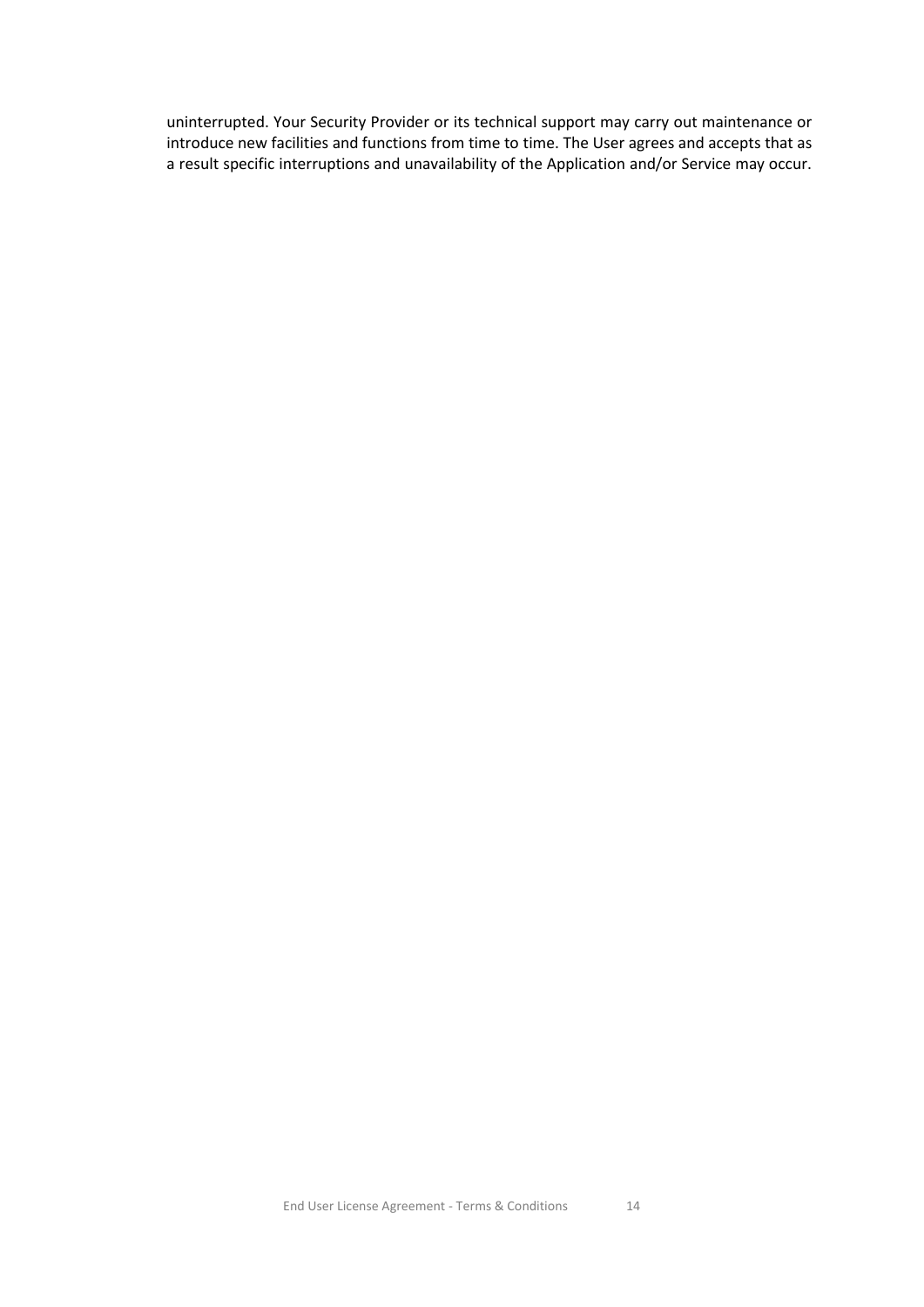uninterrupted. Your Security Provider or its technical support may carry out maintenance or introduce new facilities and functions from time to time. The User agrees and accepts that as a result specific interruptions and unavailability of the Application and/or Service may occur.